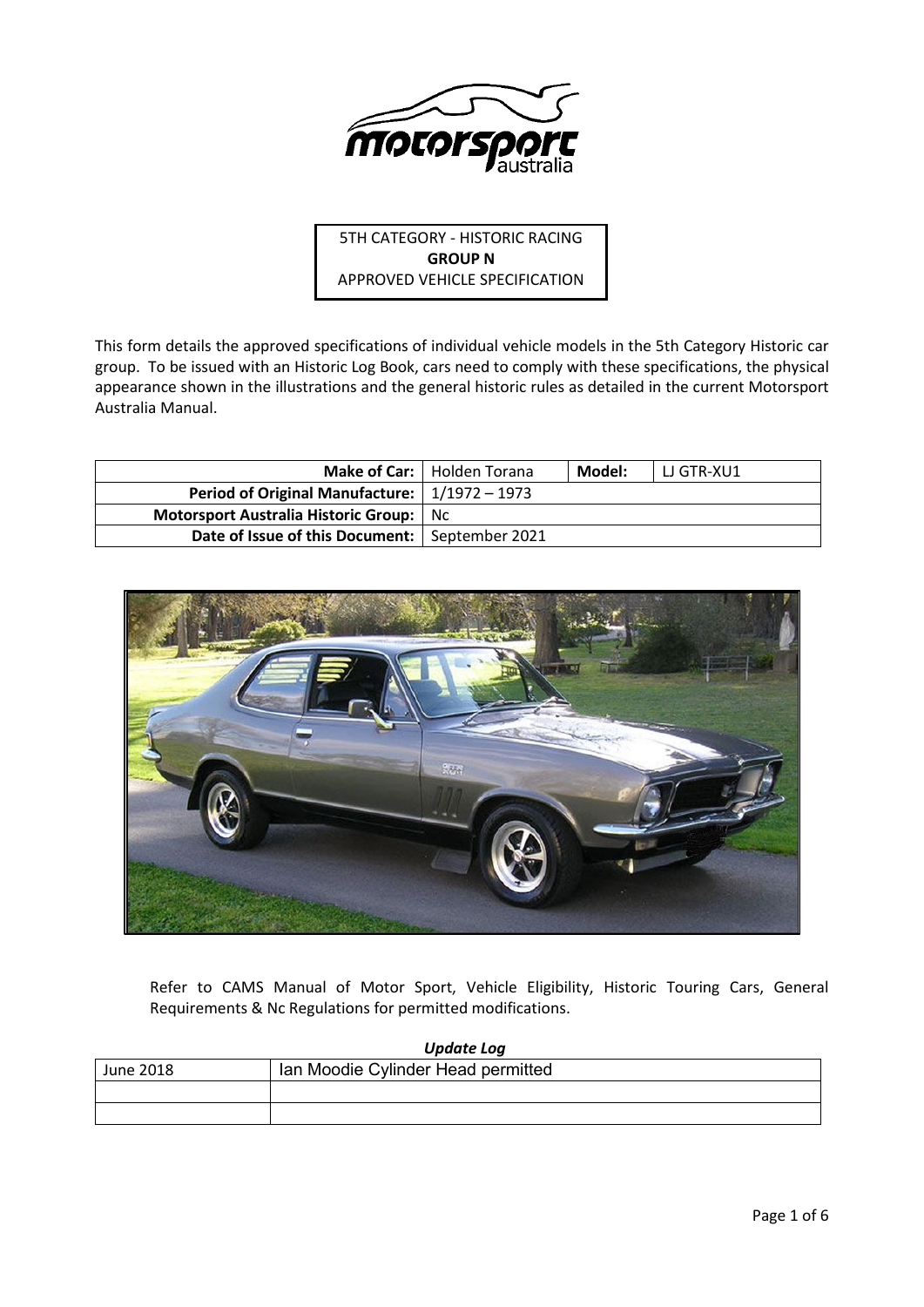5TH CATEGORY - HISTORIC RACING
**GROUP N**
APPROVED VEHICLE SPECIFICATION

This form details the approved specifications of individual vehicle models in the 5th Category Historic car group. To be issued with an Historic Log Book, cars need to comply with these specifications, the physical appearance shown in the illustrations and the general historic rules as detailed in the current Motorsport Australia Manual.

| **Make of Car:** | Holden Torana | **Model:** | LJ GTR-XU1 |
|---|---|---|---|
| **Period of Original Manufacture:** | 1/1972 – 1973 | | |
| **Motorsport Australia Historic Group:** | Nc | | |
| **Date of Issue of this Document:** | September 2021 | | |

Refer to CAMS Manual of Motor Sport, Vehicle Eligibility, Historic Touring Cars, General Requirements & Nc Regulations for permitted modifications.

***Update Log***

| June 2018 | Ian Moodie Cylinder Head permitted |
|---|---|
| | |
| | |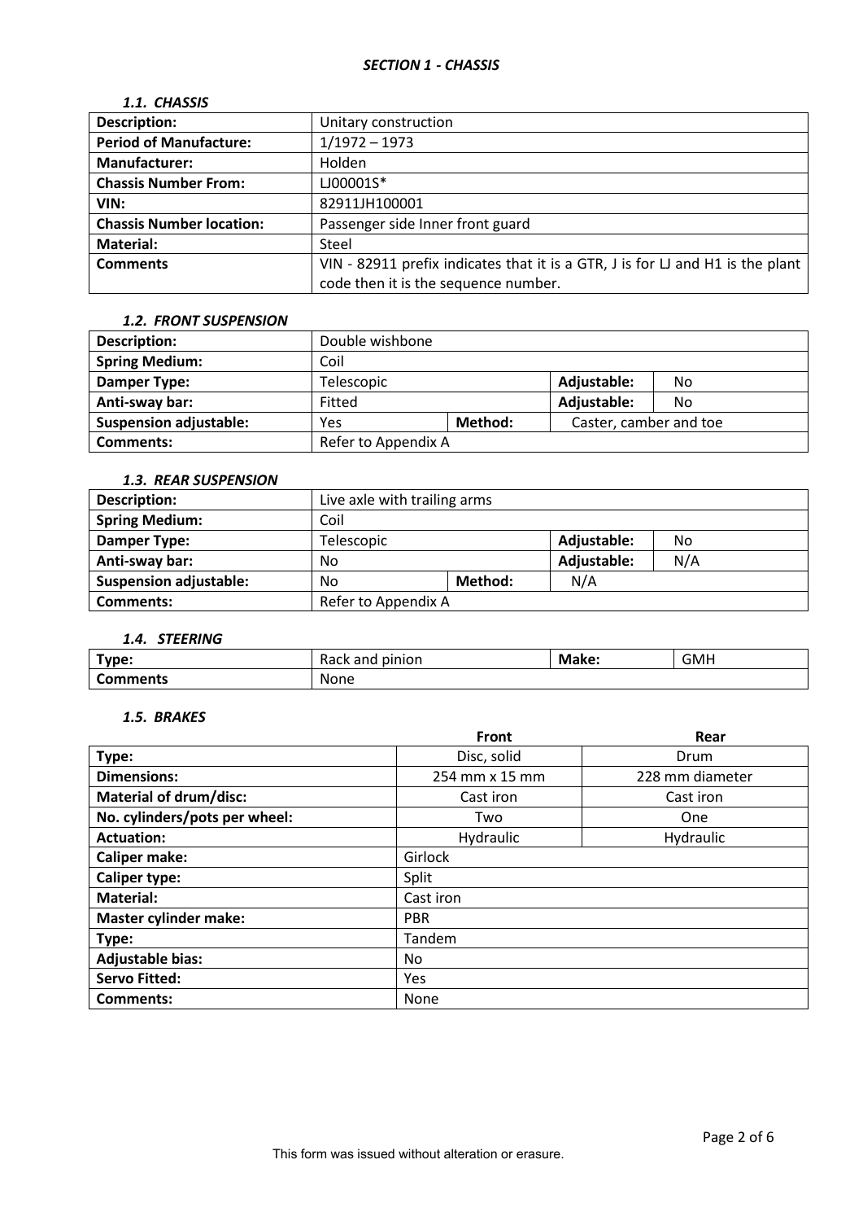## *SECTION 1 - CHASSIS*

### *1.1. CHASSIS*

| **Description:** | Unitary construction |
|---|---|
| **Period of Manufacture:** | 1/1972 – 1973 |
| **Manufacturer:** | Holden |
| **Chassis Number From:** | LJ00001S* |
| **VIN:** | 82911JH100001 |
| **Chassis Number location:** | Passenger side Inner front guard |
| **Material:** | Steel |
| **Comments** | VIN - 82911 prefix indicates that it is a GTR, J is for LJ and H1 is the plant code then it is the sequence number. |

### *1.2. FRONT SUSPENSION*

| **Description:** | Double wishbone | | | |
|---|---|---|---|---|
| **Spring Medium:** | Coil | | | |
| **Damper Type:** | Telescopic | | **Adjustable:** | No |
| **Anti-sway bar:** | Fitted | | **Adjustable:** | No |
| **Suspension adjustable:** | Yes | **Method:** | Caster, camber and toe | |
| **Comments:** | Refer to Appendix A | | | |

### *1.3. REAR SUSPENSION*

| **Description:** | Live axle with trailing arms | | | |
|---|---|---|---|---|
| **Spring Medium:** | Coil | | | |
| **Damper Type:** | Telescopic | | **Adjustable:** | No |
| **Anti-sway bar:** | No | | **Adjustable:** | N/A |
| **Suspension adjustable:** | No | **Method:** | N/A | |
| **Comments:** | Refer to Appendix A | | | |

### *1.4. STEERING*

| **Type:** | Rack and pinion | **Make:** | GMH |
|---|---|---|---|
| **Comments** | None | | |

### *1.5. BRAKES*

| | **Front** | **Rear** |
|---|---|---|
| **Type:** | Disc, solid | Drum |
| **Dimensions:** | 254 mm x 15 mm | 228 mm diameter |
| **Material of drum/disc:** | Cast iron | Cast iron |
| **No. cylinders/pots per wheel:** | Two | One |
| **Actuation:** | Hydraulic | Hydraulic |
| **Caliper make:** | Girlock | |
| **Caliper type:** | Split | |
| **Material:** | Cast iron | |
| **Master cylinder make:** | PBR | |
| **Type:** | Tandem | |
| **Adjustable bias:** | No | |
| **Servo Fitted:** | Yes | |
| **Comments:** | None | |

This form was issued without alteration or erasure.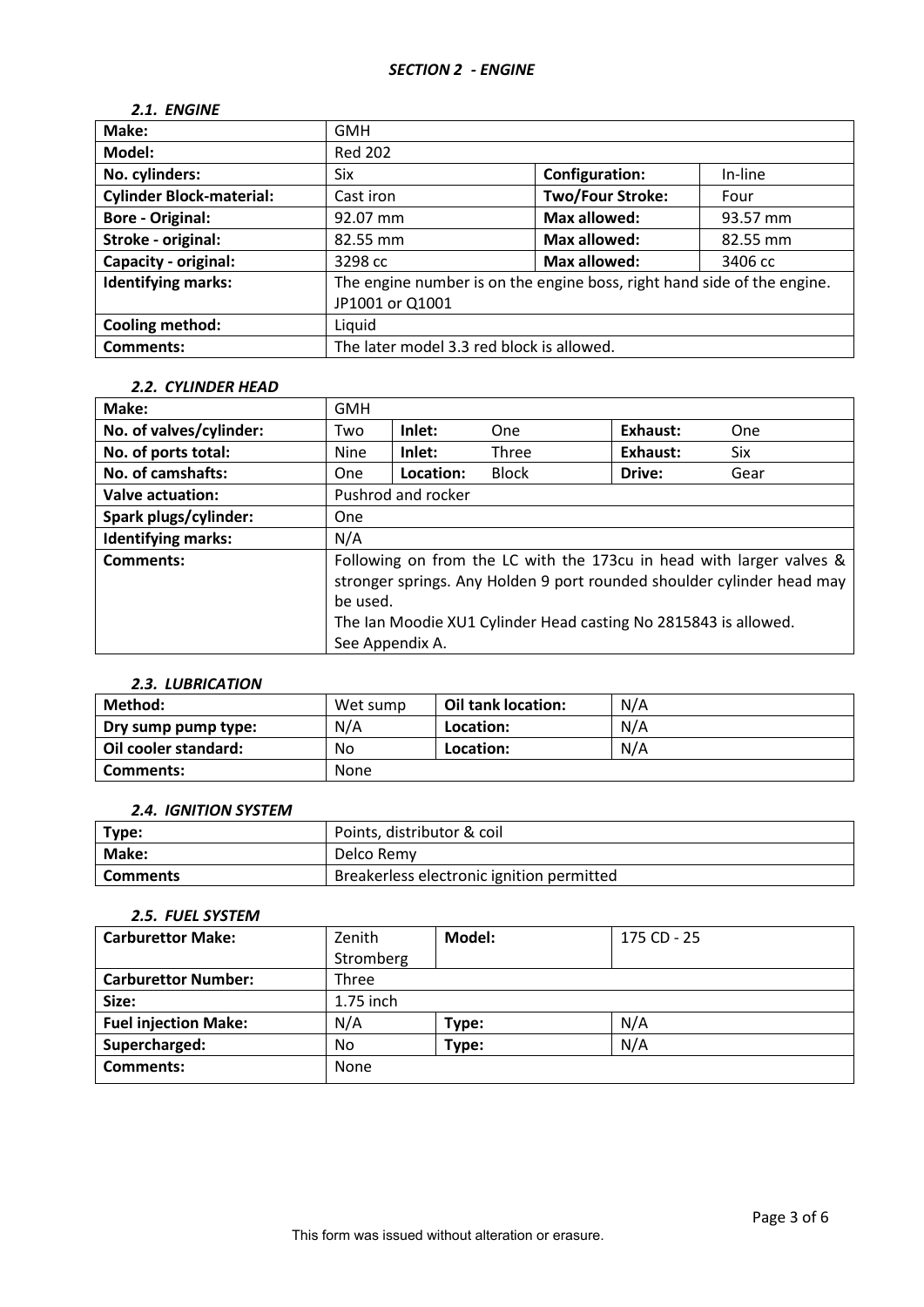## *SECTION 2 - ENGINE*

### *2.1. ENGINE*

| **Make:** | GMH | | |
|---|---|---|---|
| **Model:** | Red 202 | | |
| **No. cylinders:** | Six | **Configuration:** | In-line |
| **Cylinder Block-material:** | Cast iron | **Two/Four Stroke:** | Four |
| **Bore - Original:** | 92.07 mm | **Max allowed:** | 93.57 mm |
| **Stroke - original:** | 82.55 mm | **Max allowed:** | 82.55 mm |
| **Capacity - original:** | 3298 cc | **Max allowed:** | 3406 cc |
| **Identifying marks:** | The engine number is on the engine boss, right hand side of the engine. JP1001 or Q1001 | | |
| **Cooling method:** | Liquid | | |
| **Comments:** | The later model 3.3 red block is allowed. | | |

### *2.2. CYLINDER HEAD*

| **Make:** | GMH | | | | |
|---|---|---|---|---|---|
| **No. of valves/cylinder:** | Two | **Inlet:** | One | **Exhaust:** | One |
| **No. of ports total:** | Nine | **Inlet:** | Three | **Exhaust:** | Six |
| **No. of camshafts:** | One | **Location:** | Block | **Drive:** | Gear |
| **Valve actuation:** | Pushrod and rocker | | | | |
| **Spark plugs/cylinder:** | One | | | | |
| **Identifying marks:** | N/A | | | | |
| **Comments:** | Following on from the LC with the 173cu in head with larger valves & stronger springs. Any Holden 9 port rounded shoulder cylinder head may be used. The Ian Moodie XU1 Cylinder Head casting No 2815843 is allowed. See Appendix A. | | | | |

### *2.3. LUBRICATION*

| **Method:** | Wet sump | **Oil tank location:** | N/A |
|---|---|---|---|
| **Dry sump pump type:** | N/A | **Location:** | N/A |
| **Oil cooler standard:** | No | **Location:** | N/A |
| **Comments:** | None | | |

### *2.4. IGNITION SYSTEM*

| **Type:** | Points, distributor & coil |
|---|---|
| **Make:** | Delco Remy |
| **Comments** | Breakerless electronic ignition permitted |

### *2.5. FUEL SYSTEM*

| **Carburettor Make:** | Zenith Stromberg | **Model:** | 175 CD - 25 |
|---|---|---|---|
| **Carburettor Number:** | Three | | |
| **Size:** | 1.75 inch | | |
| **Fuel injection Make:** | N/A | **Type:** | N/A |
| **Supercharged:** | No | **Type:** | N/A |
| **Comments:** | None | | |

This form was issued without alteration or erasure.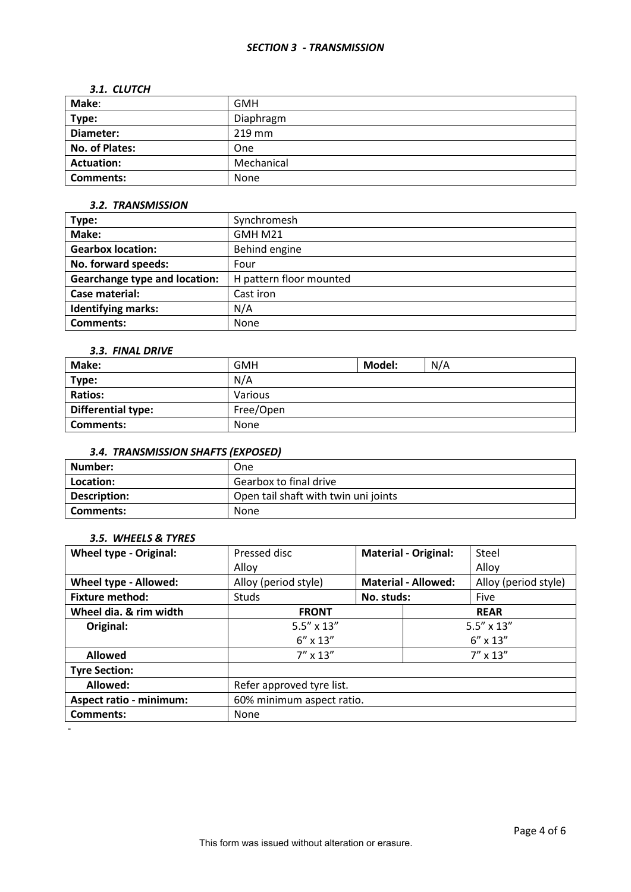## *SECTION 3 - TRANSMISSION*

### *3.1. CLUTCH*

| | |
|---|---|
| **Make**: | GMH |
| **Type:** | Diaphragm |
| **Diameter:** | 219 mm |
| **No. of Plates:** | One |
| **Actuation:** | Mechanical |
| **Comments:** | None |

### *3.2. TRANSMISSION*

| | |
|---|---|
| **Type:** | Synchromesh |
| **Make:** | GMH M21 |
| **Gearbox location:** | Behind engine |
| **No. forward speeds:** | Four |
| **Gearchange type and location:** | H pattern floor mounted |
| **Case material:** | Cast iron |
| **Identifying marks:** | N/A |
| **Comments:** | None |

### *3.3. FINAL DRIVE*

| | | | |
|---|---|---|---|
| **Make:** | GMH | **Model:** | N/A |
| **Type:** | N/A | | |
| **Ratios:** | Various | | |
| **Differential type:** | Free/Open | | |
| **Comments:** | None | | |

### *3.4. TRANSMISSION SHAFTS (EXPOSED)*

| | |
|---|---|
| **Number:** | One |
| **Location:** | Gearbox to final drive |
| **Description:** | Open tail shaft with twin uni joints |
| **Comments:** | None |

### *3.5. WHEELS & TYRES*

| | | | |
|---|---|---|---|
| **Wheel type - Original:** | Pressed disc<br>Alloy | **Material - Original:** | Steel<br>Alloy |
| **Wheel type - Allowed:** | Alloy (period style) | **Material - Allowed:** | Alloy (period style) |
| **Fixture method:** | Studs | **No. studs:** | Five |
| **Wheel dia. & rim width** | **FRONT** | **REAR** | |
| **Original:** | 5.5" x 13"<br>6" x 13" | 5.5" x 13"<br>6" x 13" | |
| **Allowed** | 7" x 13" | 7" x 13" | |
| **Tyre Section:** | | | |
| **Allowed:** | Refer approved tyre list. | | |
| **Aspect ratio - minimum:** | 60% minimum aspect ratio. | | |
| **Comments:** | None | | |

-

This form was issued without alteration or erasure.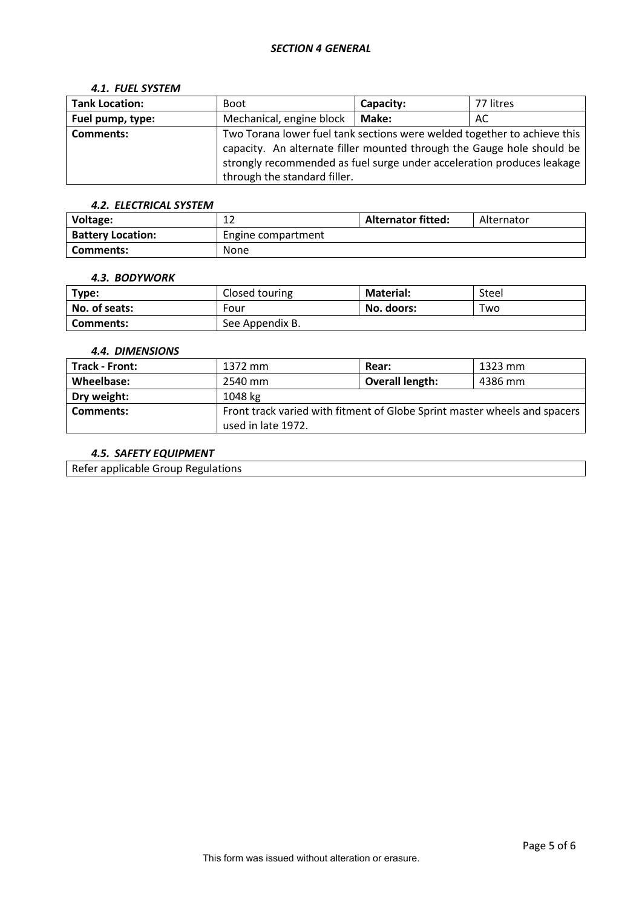## *SECTION 4 GENERAL*

### *4.1. FUEL SYSTEM*

| **Tank Location:** | Boot | **Capacity:** | 77 litres |
|---|---|---|---|
| **Fuel pump, type:** | Mechanical, engine block | **Make:** | AC |
| **Comments:** | Two Torana lower fuel tank sections were welded together to achieve this capacity. An alternate filler mounted through the Gauge hole should be strongly recommended as fuel surge under acceleration produces leakage through the standard filler. | | |

### *4.2. ELECTRICAL SYSTEM*

| **Voltage:** | 12 | **Alternator fitted:** | Alternator |
|---|---|---|---|
| **Battery Location:** | Engine compartment | | |
| **Comments:** | None | | |

### *4.3. BODYWORK*

| **Type:** | Closed touring | **Material:** | Steel |
|---|---|---|---|
| **No. of seats:** | Four | **No. doors:** | Two |
| **Comments:** | See Appendix B. | | |

### *4.4. DIMENSIONS*

| **Track - Front:** | 1372 mm | **Rear:** | 1323 mm |
|---|---|---|---|
| **Wheelbase:** | 2540 mm | **Overall length:** | 4386 mm |
| **Dry weight:** | 1048 kg | | |
| **Comments:** | Front track varied with fitment of Globe Sprint master wheels and spacers used in late 1972. | | |

### *4.5. SAFETY EQUIPMENT*

Refer applicable Group Regulations

This form was issued without alteration or erasure.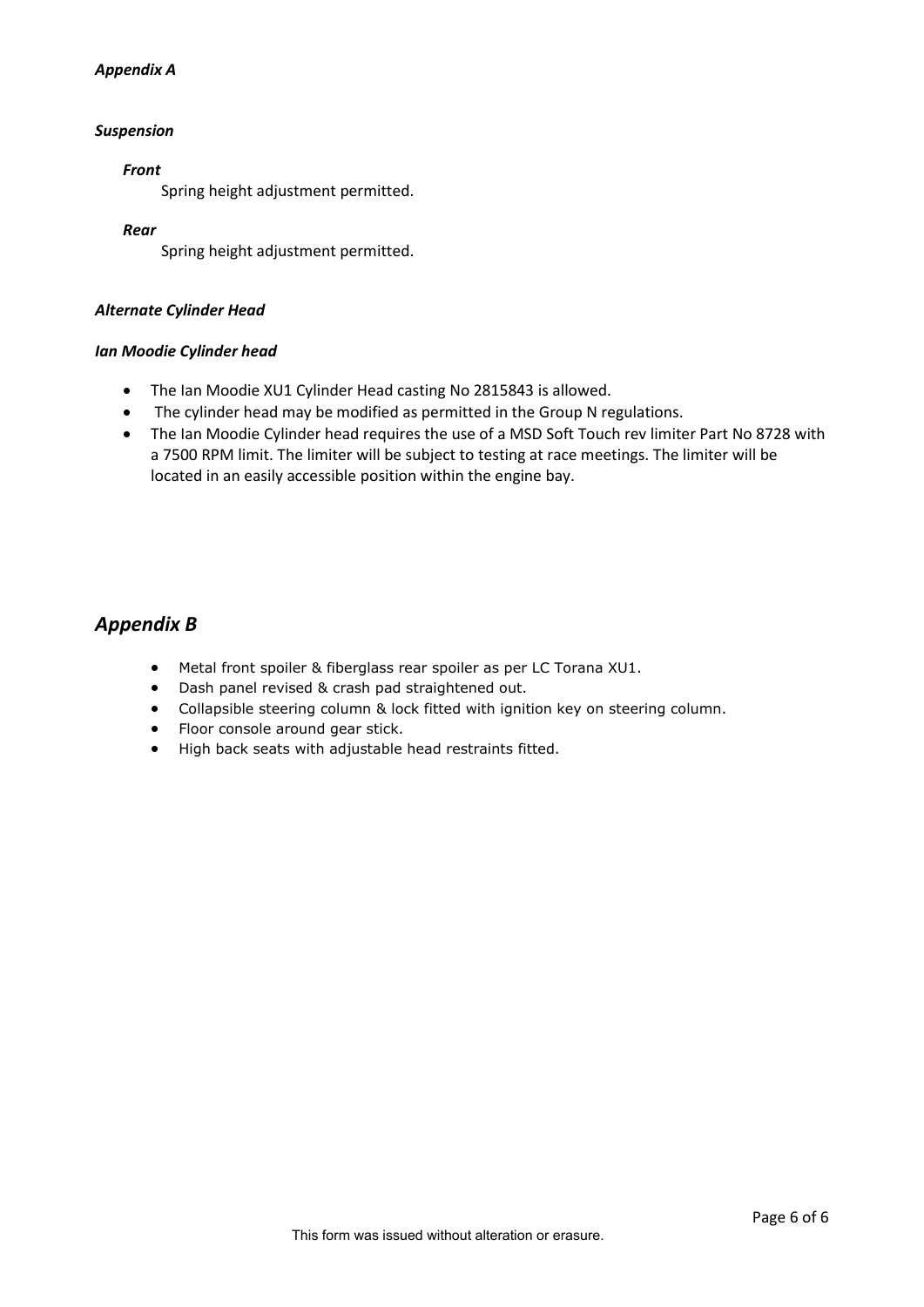### *Appendix A*

#### *Suspension*

***Front***

Spring height adjustment permitted.

***Rear***

Spring height adjustment permitted.

#### *Alternate Cylinder Head*

#### *Ian Moodie Cylinder head*

- The Ian Moodie XU1 Cylinder Head casting No 2815843 is allowed.
- The cylinder head may be modified as permitted in the Group N regulations.
- The Ian Moodie Cylinder head requires the use of a MSD Soft Touch rev limiter Part No 8728 with a 7500 RPM limit. The limiter will be subject to testing at race meetings. The limiter will be located in an easily accessible position within the engine bay.

## *Appendix B*

- Metal front spoiler & fiberglass rear spoiler as per LC Torana XU1.
- Dash panel revised & crash pad straightened out.
- Collapsible steering column & lock fitted with ignition key on steering column.
- Floor console around gear stick.
- High back seats with adjustable head restraints fitted.

This form was issued without alteration or erasure.